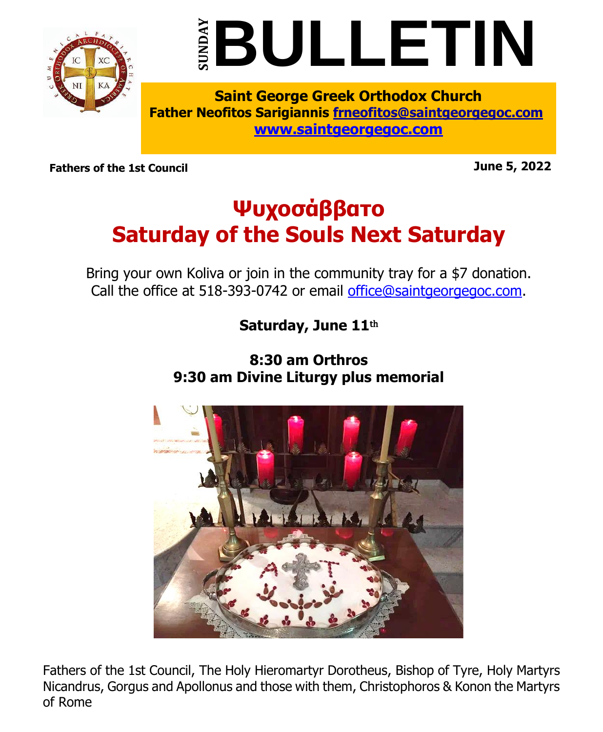# SUNDAY BULLETIN

**Saint George Greek Orthodox Church**
**Father Neofitos Sarigiannis frneofitos@saintgeorgegoc.com**
**www.saintgeorgegoc.com**

**Fathers of the 1st Council** **June 5, 2022**

## Ψυχοσάββατο
## Saturday of the Souls Next Saturday

Bring your own Koliva or join in the community tray for a $7 donation.
Call the office at 518-393-0742 or email office@saintgeorgegoc.com.

**Saturday, June 11th**

**8:30 am Orthros**
**9:30 am Divine Liturgy plus memorial**

Fathers of the 1st Council, The Holy Hieromartyr Dorotheus, Bishop of Tyre, Holy Martyrs Nicandrus, Gorgus and Apollonus and those with them, Christophoros & Konon the Martyrs of Rome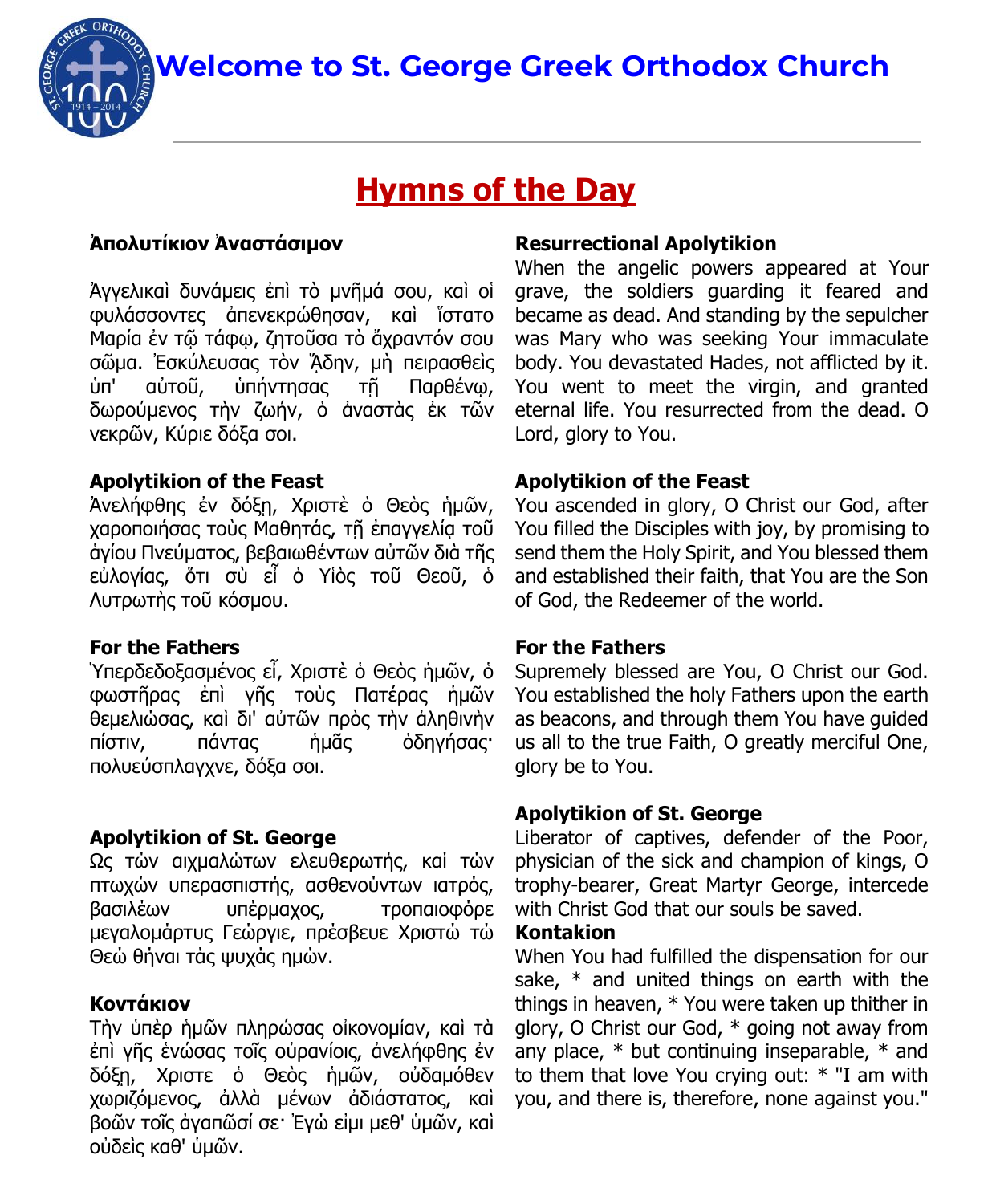# Welcome to St. George Greek Orthodox Church

## Hymns of the Day

**Ἀπολυτίκιον Ἀναστάσιμον**

Ἀγγελικαὶ δυνάμεις ἐπὶ τὸ μνῆμά σου, καὶ οἱ φυλάσσοντες ἀπενεκρώθησαν, καὶ ἵστατο Μαρία ἐν τῷ τάφῳ, ζητοῦσα τὸ ἄχραντόν σου σῶμα. Ἐσκύλευσας τὸν ᾅδην, μὴ πειρασθεὶς ὑπ' αὐτοῦ, ὑπήντησας τῇ Παρθένῳ, δωρούμενος τὴν ζωήν, ὁ ἀναστὰς ἐκ τῶν νεκρῶν, Κύριε δόξα σοι.

**Apolytikion of the Feast**

Ἀνελήφθης ἐν δόξῃ, Χριστὲ ὁ Θεὸς ἡμῶν, χαροποιήσας τοὺς Μαθητάς, τῇ ἐπαγγελίᾳ τοῦ ἁγίου Πνεύματος, βεβαιωθέντων αὐτῶν διὰ τῆς εὐλογίας, ὅτι σὺ εἶ ὁ Υἱὸς τοῦ Θεοῦ, ὁ Λυτρωτὴς τοῦ κόσμου.

**For the Fathers**

Ὑπερδεδοξασμένος εἶ, Χριστὲ ὁ Θεὸς ἡμῶν, ὁ φωστῆρας ἐπὶ γῆς τοὺς Πατέρας ἡμῶν θεμελιώσας, καὶ δι' αὐτῶν πρὸς τὴν ἀληθινὴν πίστιν, πάντας ἡμᾶς ὁδηγήσας· πολυεύσπλαγχνε, δόξα σοι.

**Apolytikion of St. George**

Ως τών αιχμαλώτων ελευθερωτής, καί τών πτωχών υπερασπιστής, ασθενούντων ιατρός, βασιλέων υπέρμαχος, τροπαιοφόρε μεγαλομάρτυς Γεώργιε, πρέσβευε Χριστώ τώ Θεώ θήναι τάς ψυχάς ημών.

**Κοντάκιον**

Τὴν ὑπὲρ ἡμῶν πληρώσας οἰκονομίαν, καὶ τὰ ἐπὶ γῆς ἑνώσας τοῖς οὐρανίοις, ἀνελήφθης ἐν δόξῃ, Χριστε ὁ Θεὸς ἡμῶν, οὐδαμόθεν χωριζόμενος, ἀλλὰ μένων ἀδιάστατος, καὶ βοῶν τοῖς ἀγαπῶσί σε· Ἐγώ είμι μεθ' ὑμῶν, καὶ οὐδεὶς καθ' ὑμῶν.

**Resurrectional Apolytikion**

When the angelic powers appeared at Your grave, the soldiers guarding it feared and became as dead. And standing by the sepulcher was Mary who was seeking Your immaculate body. You devastated Hades, not afflicted by it. You went to meet the virgin, and granted eternal life. You resurrected from the dead. O Lord, glory to You.

**Apolytikion of the Feast**

You ascended in glory, O Christ our God, after You filled the Disciples with joy, by promising to send them the Holy Spirit, and You blessed them and established their faith, that You are the Son of God, the Redeemer of the world.

**For the Fathers**

Supremely blessed are You, O Christ our God. You established the holy Fathers upon the earth as beacons, and through them You have guided us all to the true Faith, O greatly merciful One, glory be to You.

**Apolytikion of St. George**

Liberator of captives, defender of the Poor, physician of the sick and champion of kings, O trophy-bearer, Great Martyr George, intercede with Christ God that our souls be saved.

**Kontakion**

When You had fulfilled the dispensation for our sake, * and united things on earth with the things in heaven, * You were taken up thither in glory, O Christ our God, * going not away from any place, * but continuing inseparable, * and to them that love You crying out: * "I am with you, and there is, therefore, none against you."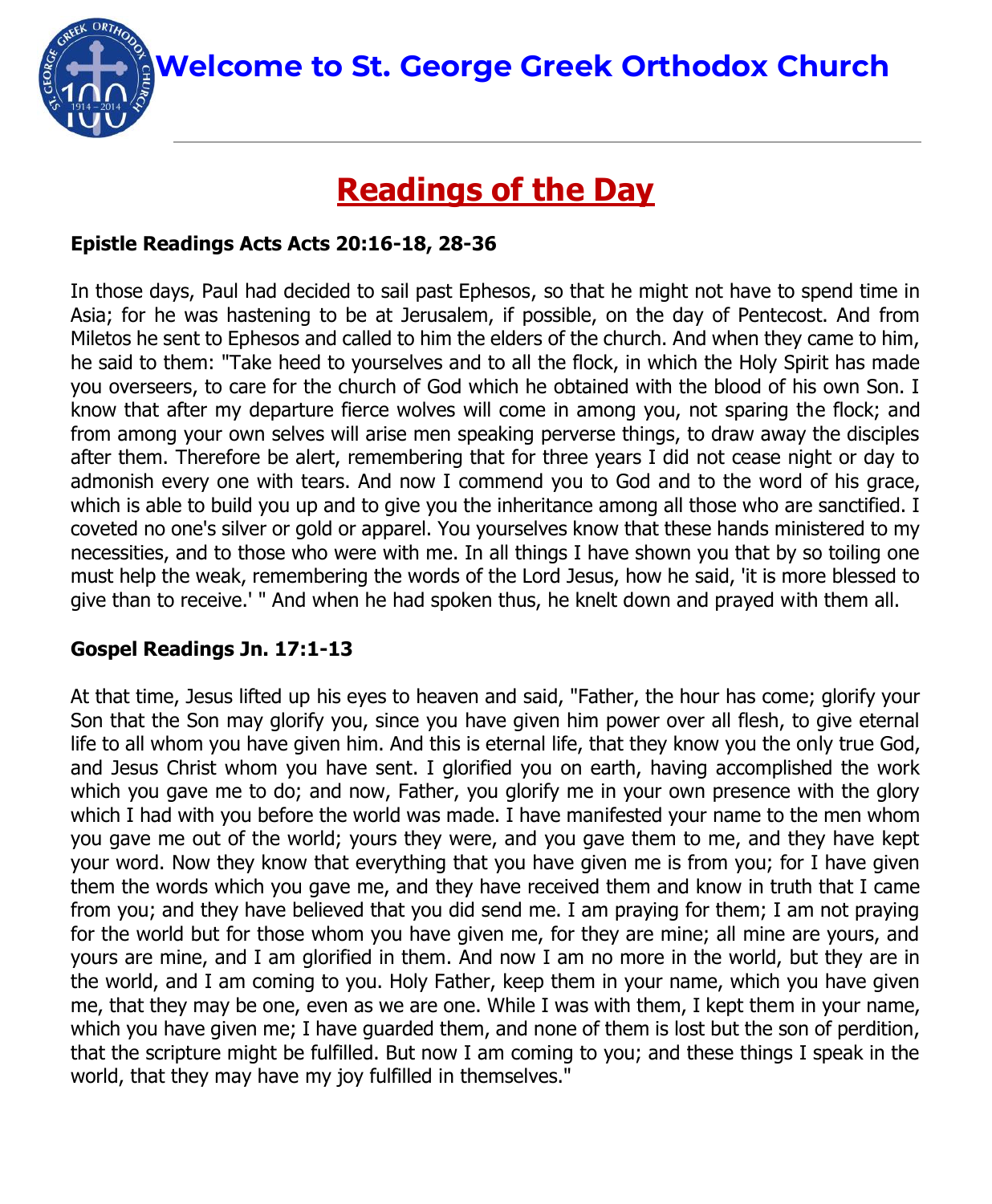# Welcome to St. George Greek Orthodox Church

## Readings of the Day

### Epistle Readings Acts Acts 20:16-18, 28-36

In those days, Paul had decided to sail past Ephesos, so that he might not have to spend time in Asia; for he was hastening to be at Jerusalem, if possible, on the day of Pentecost. And from Miletos he sent to Ephesos and called to him the elders of the church. And when they came to him, he said to them: "Take heed to yourselves and to all the flock, in which the Holy Spirit has made you overseers, to care for the church of God which he obtained with the blood of his own Son. I know that after my departure fierce wolves will come in among you, not sparing the flock; and from among your own selves will arise men speaking perverse things, to draw away the disciples after them. Therefore be alert, remembering that for three years I did not cease night or day to admonish every one with tears. And now I commend you to God and to the word of his grace, which is able to build you up and to give you the inheritance among all those who are sanctified. I coveted no one's silver or gold or apparel. You yourselves know that these hands ministered to my necessities, and to those who were with me. In all things I have shown you that by so toiling one must help the weak, remembering the words of the Lord Jesus, how he said, 'it is more blessed to give than to receive.' " And when he had spoken thus, he knelt down and prayed with them all.

### Gospel Readings Jn. 17:1-13

At that time, Jesus lifted up his eyes to heaven and said, "Father, the hour has come; glorify your Son that the Son may glorify you, since you have given him power over all flesh, to give eternal life to all whom you have given him. And this is eternal life, that they know you the only true God, and Jesus Christ whom you have sent. I glorified you on earth, having accomplished the work which you gave me to do; and now, Father, you glorify me in your own presence with the glory which I had with you before the world was made. I have manifested your name to the men whom you gave me out of the world; yours they were, and you gave them to me, and they have kept your word. Now they know that everything that you have given me is from you; for I have given them the words which you gave me, and they have received them and know in truth that I came from you; and they have believed that you did send me. I am praying for them; I am not praying for the world but for those whom you have given me, for they are mine; all mine are yours, and yours are mine, and I am glorified in them. And now I am no more in the world, but they are in the world, and I am coming to you. Holy Father, keep them in your name, which you have given me, that they may be one, even as we are one. While I was with them, I kept them in your name, which you have given me; I have guarded them, and none of them is lost but the son of perdition, that the scripture might be fulfilled. But now I am coming to you; and these things I speak in the world, that they may have my joy fulfilled in themselves."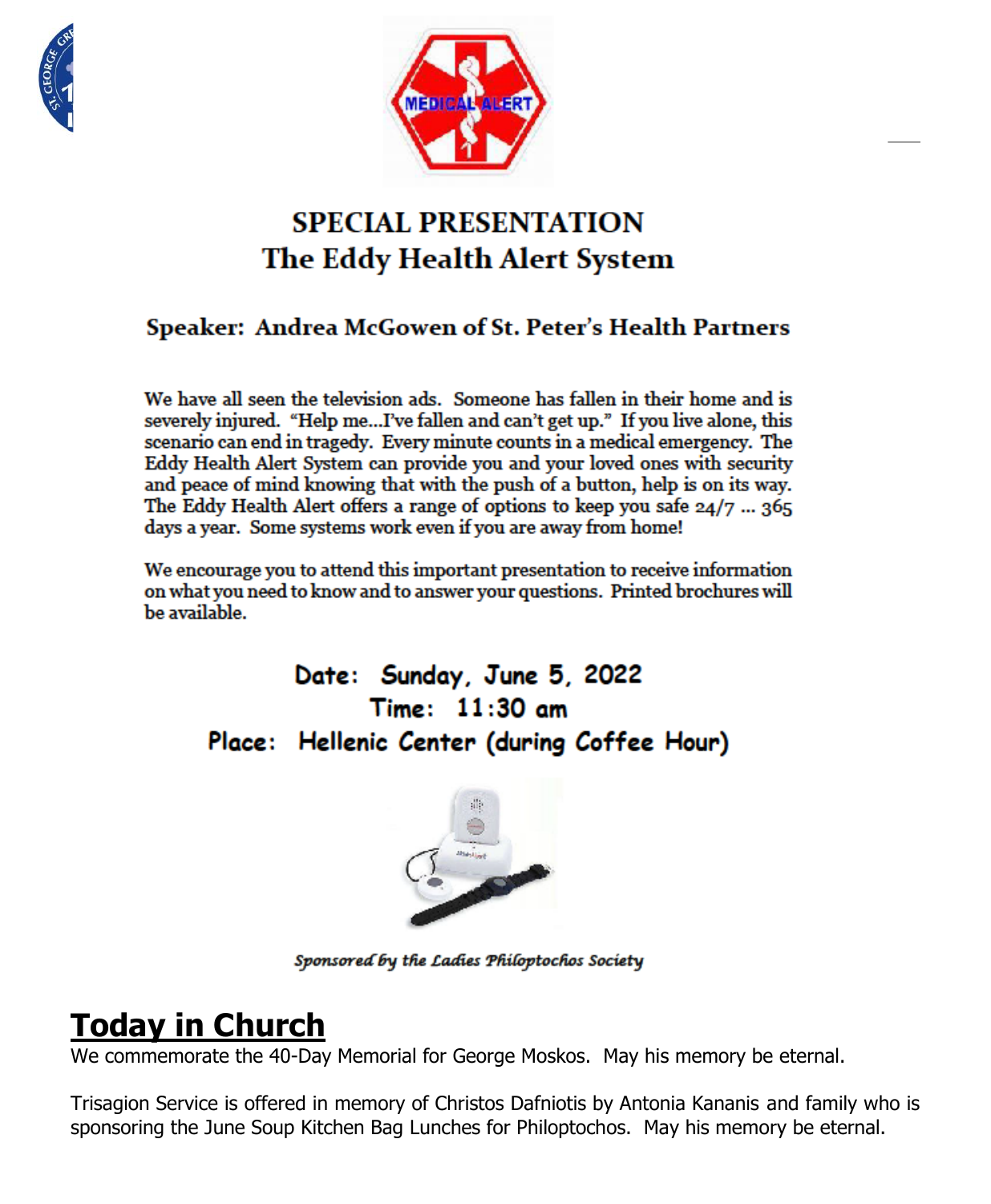# SPECIAL PRESENTATION
# The Eddy Health Alert System

### Speaker: Andrea McGowen of St. Peter's Health Partners

We have all seen the television ads. Someone has fallen in their home and is severely injured. "Help me...I've fallen and can't get up." If you live alone, this scenario can end in tragedy. Every minute counts in a medical emergency. The Eddy Health Alert System can provide you and your loved ones with security and peace of mind knowing that with the push of a button, help is on its way. The Eddy Health Alert offers a range of options to keep you safe 24/7 ... 365 days a year. Some systems work even if you are away from home!

We encourage you to attend this important presentation to receive information on what you need to know and to answer your questions. Printed brochures will be available.

**Date: Sunday, June 5, 2022**
**Time: 11:30 am**
**Place: Hellenic Center (during Coffee Hour)**

*Sponsored by the Ladies Philoptochos Society*

## Today in Church

We commemorate the 40-Day Memorial for George Moskos. May his memory be eternal.

Trisagion Service is offered in memory of Christos Dafniotis by Antonia Kananis and family who is sponsoring the June Soup Kitchen Bag Lunches for Philoptochos. May his memory be eternal.